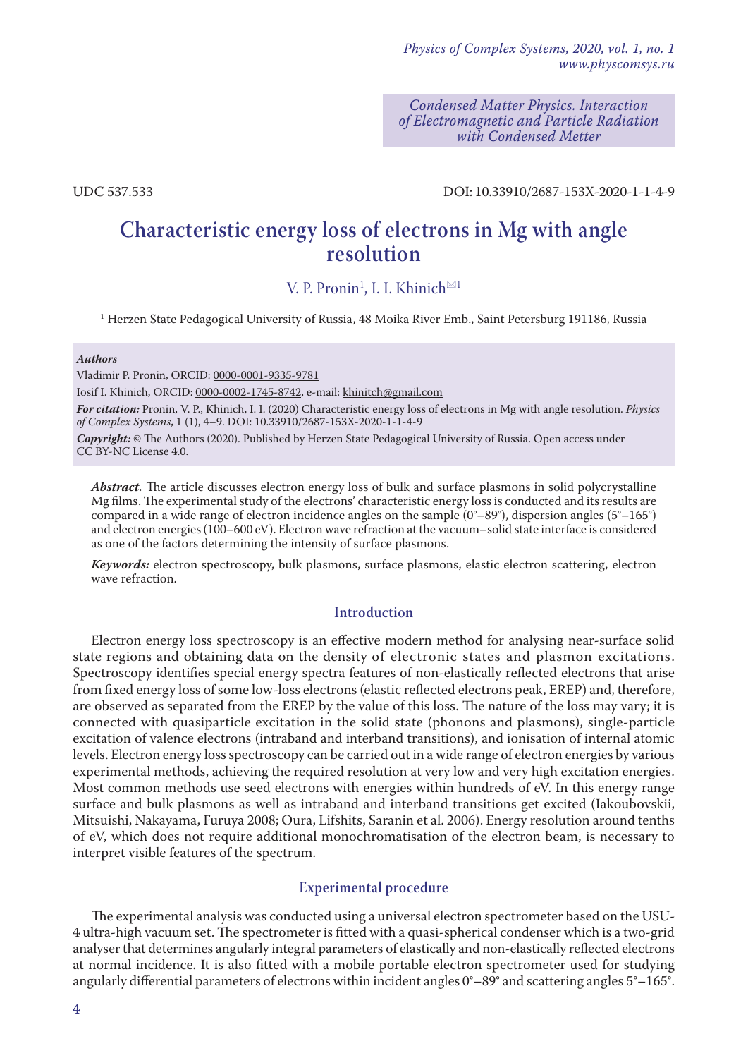*Condensed Matter Physics. Interaction of Electromagnetic and Particle Radiation with Condensed Metter*

UDC 537.533

DOI: 10.33910/2687-153X-2020-1-1-4-9

# Characteristic energy loss of electrons in Mg with angle resolution

V. P. Pronin[1], I. I. Khinich[✉1]

[1] Herzen State Pedagogical University of Russia, 48 Moika River Emb., Saint Petersburg 191186, Russia

***Authors***

Vladimir P. Pronin, ORCID: 0000-0001-9335-9781

Iosif I. Khinich, ORCID: 0000-0002-1745-8742, e-mail: khinitch@gmail.com

***For citation:*** Pronin, V. P., Khinich, I. I. (2020) Characteristic energy loss of electrons in Mg with angle resolution. *Physics of Complex Systems*, 1 (1), 4–9. DOI: 10.33910/2687-153X-2020-1-1-4-9

***Copyright:*** © The Authors (2020). Published by Herzen State Pedagogical University of Russia. Open access under CC BY-NC License 4.0.

***Abstract.*** The article discusses electron energy loss of bulk and surface plasmons in solid polycrystalline Mg films. The experimental study of the electrons' characteristic energy loss is conducted and its results are compared in a wide range of electron incidence angles on the sample (0°–89°), dispersion angles (5°–165°) and electron energies (100–600 eV). Electron wave refraction at the vacuum–solid state interface is considered as one of the factors determining the intensity of surface plasmons.

***Keywords:*** electron spectroscopy, bulk plasmons, surface plasmons, elastic electron scattering, electron wave refraction.

## Introduction

Electron energy loss spectroscopy is an effective modern method for analysing near-surface solid state regions and obtaining data on the density of electronic states and plasmon excitations. Spectroscopy identifies special energy spectra features of non-elastically reflected electrons that arise from fixed energy loss of some low-loss electrons (elastic reflected electrons peak, EREP) and, therefore, are observed as separated from the EREP by the value of this loss. The nature of the loss may vary; it is connected with quasiparticle excitation in the solid state (phonons and plasmons), single-particle excitation of valence electrons (intraband and interband transitions), and ionisation of internal atomic levels. Electron energy loss spectroscopy can be carried out in a wide range of electron energies by various experimental methods, achieving the required resolution at very low and very high excitation energies. Most common methods use seed electrons with energies within hundreds of eV. In this energy range surface and bulk plasmons as well as intraband and interband transitions get excited (Iakoubovskii, Mitsuishi, Nakayama, Furuya 2008; Oura, Lifshits, Saranin et al. 2006). Energy resolution around tenths of eV, which does not require additional monochromatisation of the electron beam, is necessary to interpret visible features of the spectrum.

## Experimental procedure

The experimental analysis was conducted using a universal electron spectrometer based on the USU-4 ultra-high vacuum set. The spectrometer is fitted with a quasi-spherical condenser which is a two-grid analyser that determines angularly integral parameters of elastically and non-elastically reflected electrons at normal incidence. It is also fitted with a mobile portable electron spectrometer used for studying angularly differential parameters of electrons within incident angles 0°–89° and scattering angles 5°–165°.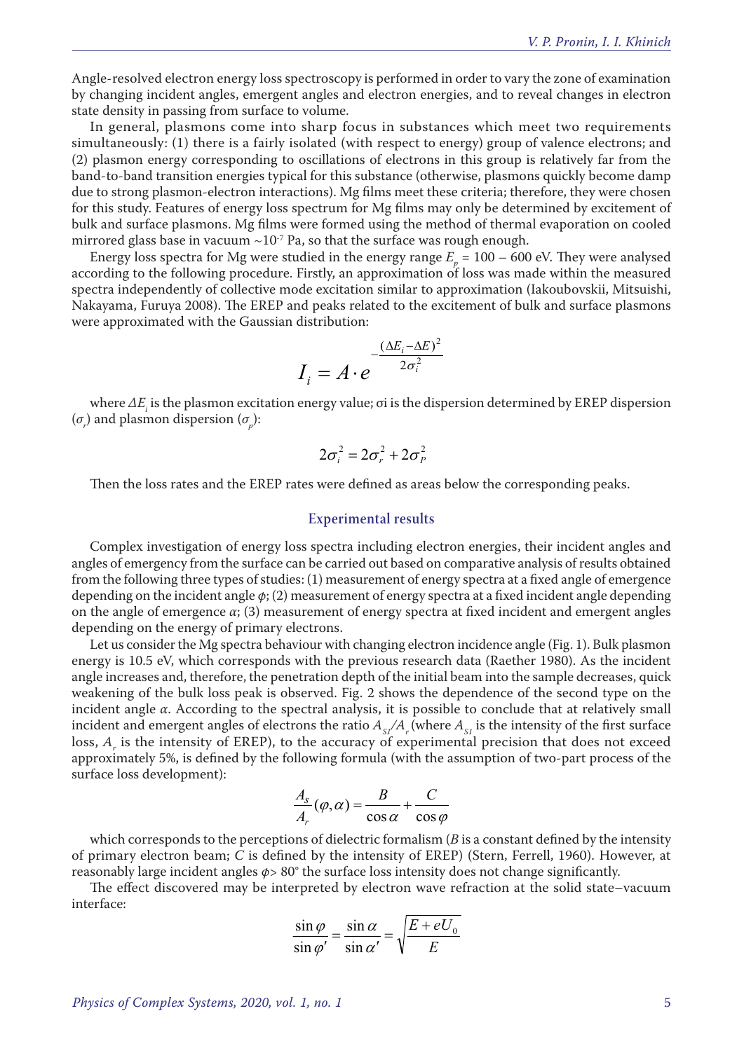Angle-resolved electron energy loss spectroscopy is performed in order to vary the zone of examination by changing incident angles, emergent angles and electron energies, and to reveal changes in electron state density in passing from surface to volume.

In general, plasmons come into sharp focus in substances which meet two requirements simultaneously: (1) there is a fairly isolated (with respect to energy) group of valence electrons; and (2) plasmon energy corresponding to oscillations of electrons in this group is relatively far from the band-to-band transition energies typical for this substance (otherwise, plasmons quickly become damp due to strong plasmon-electron interactions). Mg films meet these criteria; therefore, they were chosen for this study. Features of energy loss spectrum for Mg films may only be determined by excitement of bulk and surface plasmons. Mg films were formed using the method of thermal evaporation on cooled mirrored glass base in vacuum ~$10^{-7}$ Pa, so that the surface was rough enough.

Energy loss spectra for Mg were studied in the energy range $E_p$ = 100 – 600 eV. They were analysed according to the following procedure. Firstly, an approximation of loss was made within the measured spectra independently of collective mode excitation similar to approximation (Iakoubovskii, Mitsuishi, Nakayama, Furuya 2008). The EREP and peaks related to the excitement of bulk and surface plasmons were approximated with the Gaussian distribution:

$$I_i = A \cdot e^{-\frac{(\Delta E_i - \Delta E)^2}{2\sigma_i^2}}$$

where $\Delta E_i$ is the plasmon excitation energy value; σi is the dispersion determined by EREP dispersion ($\sigma_r$) and plasmon dispersion ($\sigma_p$):

$$2\sigma_i^2 = 2\sigma_r^2 + 2\sigma_P^2$$

Then the loss rates and the EREP rates were defined as areas below the corresponding peaks.

## Experimental results

Complex investigation of energy loss spectra including electron energies, their incident angles and angles of emergency from the surface can be carried out based on comparative analysis of results obtained from the following three types of studies: (1) measurement of energy spectra at a fixed angle of emergence depending on the incident angle $\phi$; (2) measurement of energy spectra at a fixed incident angle depending on the angle of emergence $\alpha$; (3) measurement of energy spectra at fixed incident and emergent angles depending on the energy of primary electrons.

Let us consider the Mg spectra behaviour with changing electron incidence angle (Fig. 1). Bulk plasmon energy is 10.5 eV, which corresponds with the previous research data (Raether 1980). As the incident angle increases and, therefore, the penetration depth of the initial beam into the sample decreases, quick weakening of the bulk loss peak is observed. Fig. 2 shows the dependence of the second type on the incident angle $\alpha$. According to the spectral analysis, it is possible to conclude that at relatively small incident and emergent angles of electrons the ratio $A_{S1}/A_r$ (where $A_{S1}$ is the intensity of the first surface loss, $A_r$ is the intensity of EREP), to the accuracy of experimental precision that does not exceed approximately 5%, is defined by the following formula (with the assumption of two-part process of the surface loss development):

$$\frac{A_s}{A_r}(\varphi, \alpha) = \frac{B}{\cos\alpha} + \frac{C}{\cos\varphi}$$

which corresponds to the perceptions of dielectric formalism ($B$ is a constant defined by the intensity of primary electron beam; $C$ is defined by the intensity of EREP) (Stern, Ferrell, 1960). However, at reasonably large incident angles $\phi$> 80° the surface loss intensity does not change significantly.

The effect discovered may be interpreted by electron wave refraction at the solid state–vacuum interface:

$$\frac{\sin\varphi}{\sin\varphi'} = \frac{\sin\alpha}{\sin\alpha'} = \sqrt{\frac{E + eU_0}{E}}$$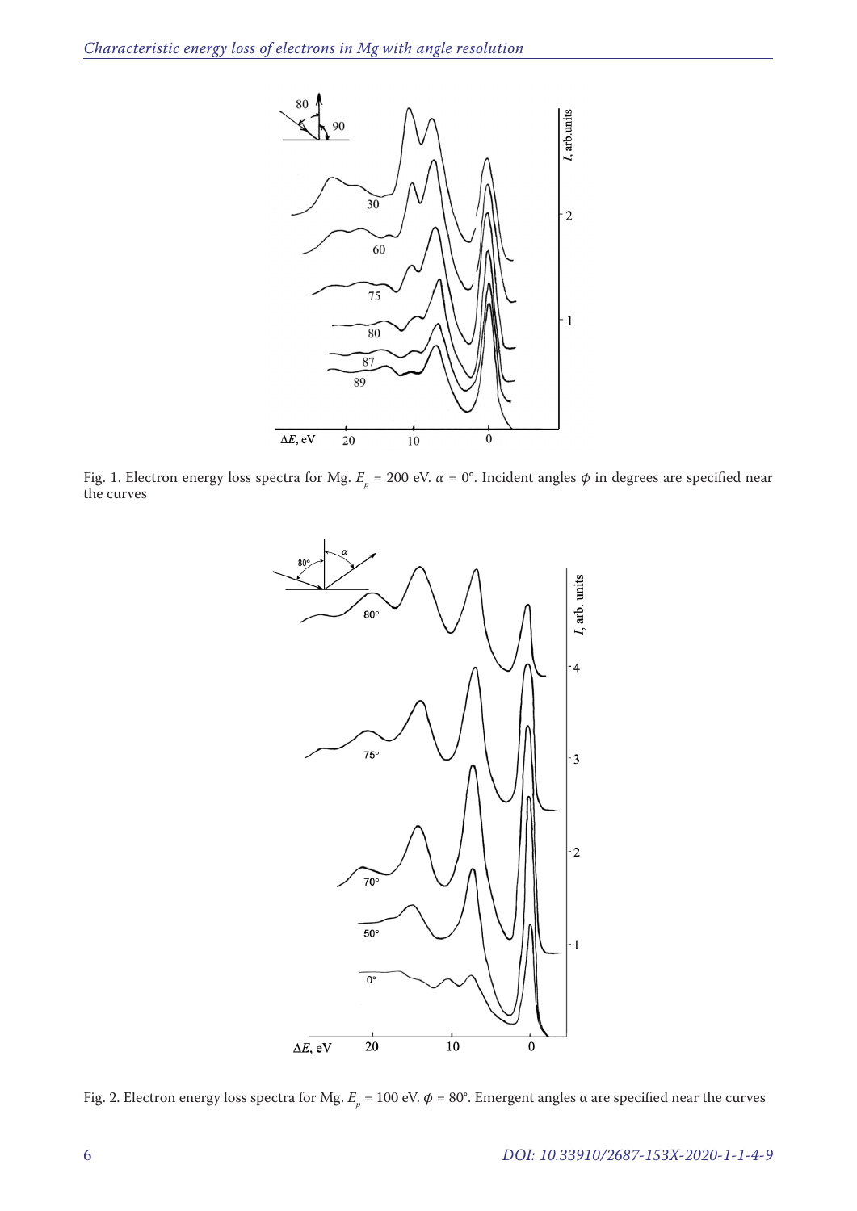Fig. 1. Electron energy loss spectra for Mg. $E_p$ = 200 eV. $\alpha$ = 0°. Incident angles $\phi$ in degrees are specified near the curves

Fig. 2. Electron energy loss spectra for Mg. $E_p$ = 100 eV. $\phi$ = 80°. Emergent angles α are specified near the curves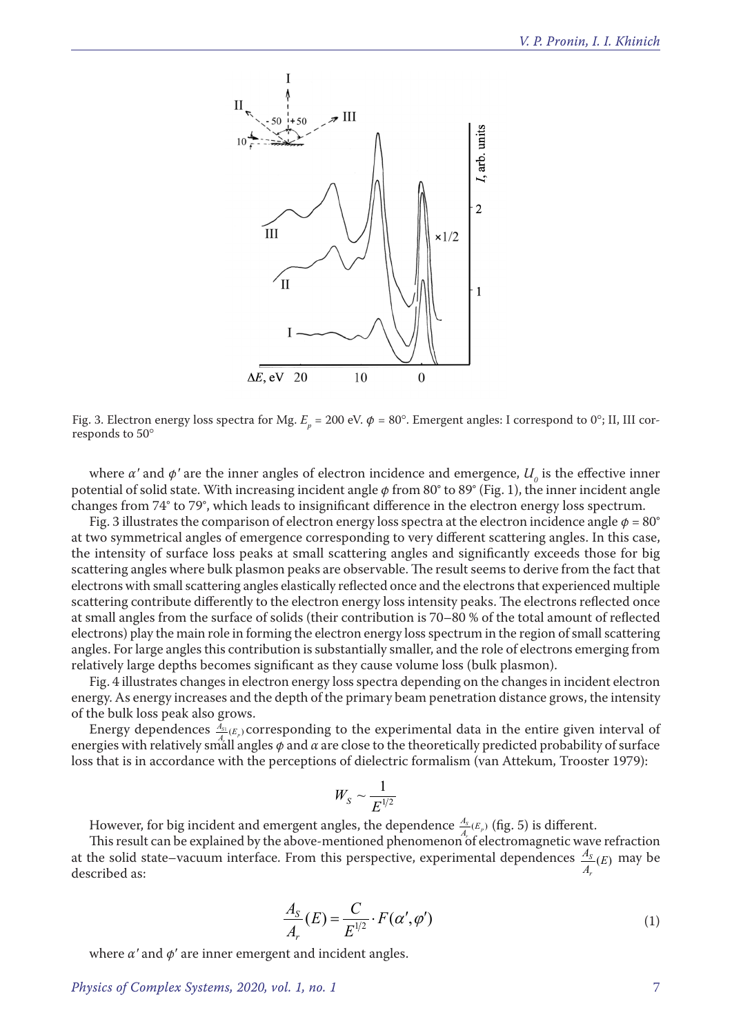Fig. 3. Electron energy loss spectra for Mg. $E_p$ = 200 eV. $\phi$ = 80°. Emergent angles: I correspond to 0°; II, III corresponds to 50°

where $\alpha'$ and $\phi'$ are the inner angles of electron incidence and emergence, $U_0$ is the effective inner potential of solid state. With increasing incident angle $\phi$ from 80° to 89° (Fig. 1), the inner incident angle changes from 74° to 79°, which leads to insignificant difference in the electron energy loss spectrum.

Fig. 3 illustrates the comparison of electron energy loss spectra at the electron incidence angle $\phi$ = 80° at two symmetrical angles of emergence corresponding to very different scattering angles. In this case, the intensity of surface loss peaks at small scattering angles and significantly exceeds those for big scattering angles where bulk plasmon peaks are observable. The result seems to derive from the fact that electrons with small scattering angles elastically reflected once and the electrons that experienced multiple scattering contribute differently to the electron energy loss intensity peaks. The electrons reflected once at small angles from the surface of solids (their contribution is 70–80 % of the total amount of reflected electrons) play the main role in forming the electron energy loss spectrum in the region of small scattering angles. For large angles this contribution is substantially smaller, and the role of electrons emerging from relatively large depths becomes significant as they cause volume loss (bulk plasmon).

Fig. 4 illustrates changes in electron energy loss spectra depending on the changes in incident electron energy. As energy increases and the depth of the primary beam penetration distance grows, the intensity of the bulk loss peak also grows.

Energy dependences $\frac{A_S}{A_r}(E_p)$ corresponding to the experimental data in the entire given interval of energies with relatively small angles $\phi$ and $\alpha$ are close to the theoretically predicted probability of surface loss that is in accordance with the perceptions of dielectric formalism (van Attekum, Trooster 1979):

$$W_S \sim \frac{1}{E^{1/2}}$$

However, for big incident and emergent angles, the dependence $\frac{A_S}{A_r}(E_p)$ (fig. 5) is different.

This result can be explained by the above-mentioned phenomenon of electromagnetic wave refraction at the solid state–vacuum interface. From this perspective, experimental dependences $\frac{A_S}{A_r}(E)$ may be described as:

$$\frac{A_S}{A_r}(E) = \frac{C}{E^{1/2}} \cdot F(\alpha', \varphi') \tag{1}$$

where $\alpha'$ and $\phi'$ are inner emergent and incident angles.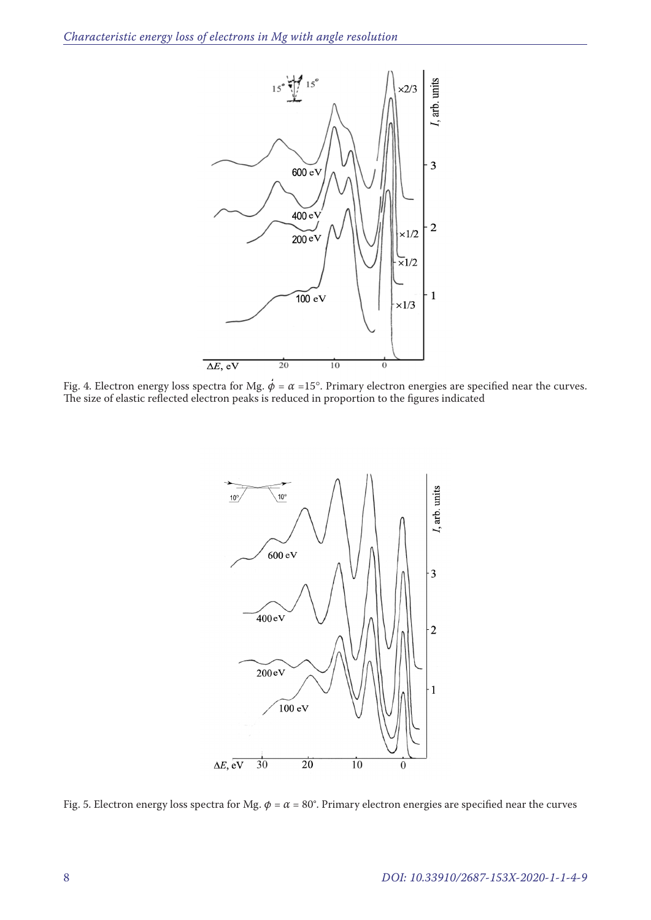Fig. 4. Electron energy loss spectra for Mg. $\phi = \alpha = 15°$. Primary electron energies are specified near the curves. The size of elastic reflected electron peaks is reduced in proportion to the figures indicated

Fig. 5. Electron energy loss spectra for Mg. $\phi = \alpha = 80°$. Primary electron energies are specified near the curves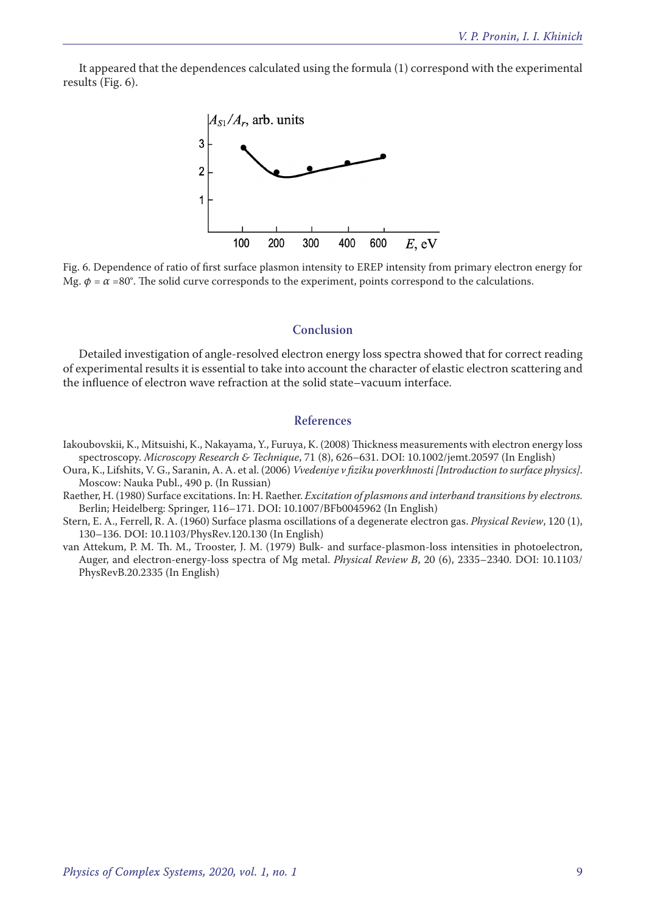It appeared that the dependences calculated using the formula (1) correspond with the experimental results (Fig. 6).

$A_{S1}/A_r$, arb. units

3

2

1

100 200 300 400 600 $E$, eV

Fig. 6. Dependence of ratio of first surface plasmon intensity to EREP intensity from primary electron energy for Mg. $\phi = \alpha = 80°$. The solid curve corresponds to the experiment, points correspond to the calculations.

## Conclusion

Detailed investigation of angle-resolved electron energy loss spectra showed that for correct reading of experimental results it is essential to take into account the character of elastic electron scattering and the influence of electron wave refraction at the solid state–vacuum interface.

## References

Iakoubovskii, K., Mitsuishi, K., Nakayama, Y., Furuya, K. (2008) Thickness measurements with electron energy loss spectroscopy. *Microscopy Research & Technique*, 71 (8), 626–631. DOI: 10.1002/jemt.20597 (In English)

Oura, K., Lifshits, V. G., Saranin, A. A. et al. (2006) *Vvedeniye v fiziku poverkhnosti [Introduction to surface physics]*. Moscow: Nauka Publ., 490 p. (In Russian)

Raether, H. (1980) Surface excitations. In: H. Raether. *Excitation of plasmons and interband transitions by electrons.* Berlin; Heidelberg: Springer, 116–171. DOI: 10.1007/BFb0045962 (In English)

Stern, E. A., Ferrell, R. A. (1960) Surface plasma oscillations of a degenerate electron gas. *Physical Review*, 120 (1), 130–136. DOI: 10.1103/PhysRev.120.130 (In English)

van Attekum, P. M. Th. M., Trooster, J. M. (1979) Bulk- and surface-plasmon-loss intensities in photoelectron, Auger, and electron-energy-loss spectra of Mg metal. *Physical Review B*, 20 (6), 2335–2340. DOI: 10.1103/PhysRevB.20.2335 (In English)